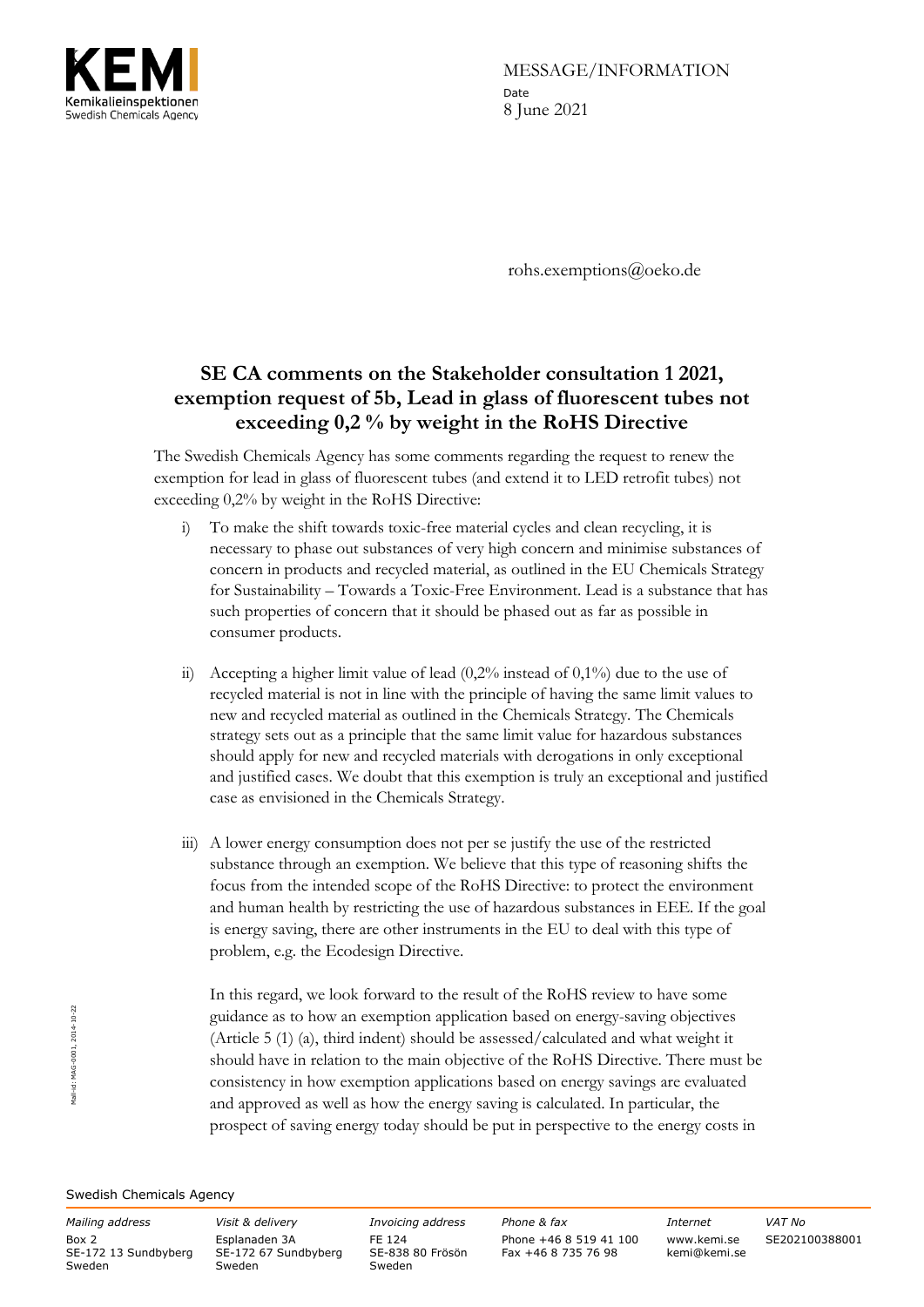MESSAGE/INFORMATION

Date

8 June 2021

rohs.exemptions@oeko.de

# SE CA comments on the Stakeholder consultation 1 2021, exemption request of 5b, Lead in glass of fluorescent tubes not exceeding 0,2 % by weight in the RoHS Directive

The Swedish Chemicals Agency has some comments regarding the request to renew the exemption for lead in glass of fluorescent tubes (and extend it to LED retrofit tubes) not exceeding 0,2% by weight in the RoHS Directive:

i) To make the shift towards toxic-free material cycles and clean recycling, it is necessary to phase out substances of very high concern and minimise substances of concern in products and recycled material, as outlined in the EU Chemicals Strategy for Sustainability – Towards a Toxic-Free Environment. Lead is a substance that has such properties of concern that it should be phased out as far as possible in consumer products.

ii) Accepting a higher limit value of lead (0,2% instead of 0,1%) due to the use of recycled material is not in line with the principle of having the same limit values to new and recycled material as outlined in the Chemicals Strategy. The Chemicals strategy sets out as a principle that the same limit value for hazardous substances should apply for new and recycled materials with derogations in only exceptional and justified cases. We doubt that this exemption is truly an exceptional and justified case as envisioned in the Chemicals Strategy.

iii) A lower energy consumption does not per se justify the use of the restricted substance through an exemption. We believe that this type of reasoning shifts the focus from the intended scope of the RoHS Directive: to protect the environment and human health by restricting the use of hazardous substances in EEE. If the goal is energy saving, there are other instruments in the EU to deal with this type of problem, e.g. the Ecodesign Directive.

In this regard, we look forward to the result of the RoHS review to have some guidance as to how an exemption application based on energy-saving objectives (Article 5 (1) (a), third indent) should be assessed/calculated and what weight it should have in relation to the main objective of the RoHS Directive. There must be consistency in how exemption applications based on energy savings are evaluated and approved as well as how the energy saving is calculated. In particular, the prospect of saving energy today should be put in perspective to the energy costs in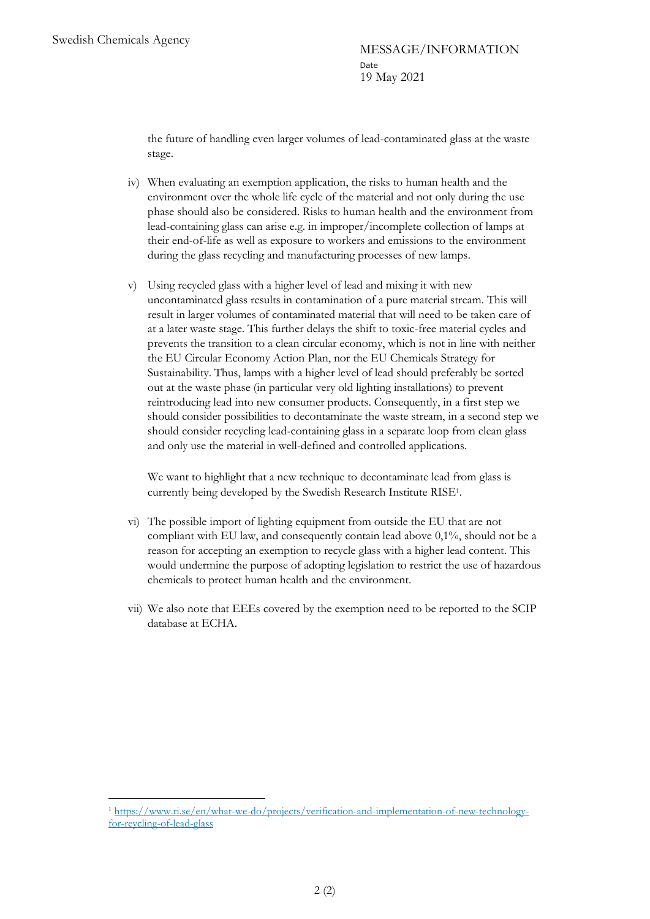the future of handling even larger volumes of lead-contaminated glass at the waste stage.

iv) When evaluating an exemption application, the risks to human health and the environment over the whole life cycle of the material and not only during the use phase should also be considered. Risks to human health and the environment from lead-containing glass can arise e.g. in improper/incomplete collection of lamps at their end-of-life as well as exposure to workers and emissions to the environment during the glass recycling and manufacturing processes of new lamps.

v) Using recycled glass with a higher level of lead and mixing it with new uncontaminated glass results in contamination of a pure material stream. This will result in larger volumes of contaminated material that will need to be taken care of at a later waste stage. This further delays the shift to toxic-free material cycles and prevents the transition to a clean circular economy, which is not in line with neither the EU Circular Economy Action Plan, nor the EU Chemicals Strategy for Sustainability. Thus, lamps with a higher level of lead should preferably be sorted out at the waste phase (in particular very old lighting installations) to prevent reintroducing lead into new consumer products. Consequently, in a first step we should consider possibilities to decontaminate the waste stream, in a second step we should consider recycling lead-containing glass in a separate loop from clean glass and only use the material in well-defined and controlled applications.

   We want to highlight that a new technique to decontaminate lead from glass is currently being developed by the Swedish Research Institute RISE[1].

vi) The possible import of lighting equipment from outside the EU that are not compliant with EU law, and consequently contain lead above 0,1%, should not be a reason for accepting an exemption to recycle glass with a higher lead content. This would undermine the purpose of adopting legislation to restrict the use of hazardous chemicals to protect human health and the environment.

vii) We also note that EEEs covered by the exemption need to be reported to the SCIP database at ECHA.

[1] https://www.ri.se/en/what-we-do/projects/verification-and-implementation-of-new-technology-for-reycling-of-lead-glass